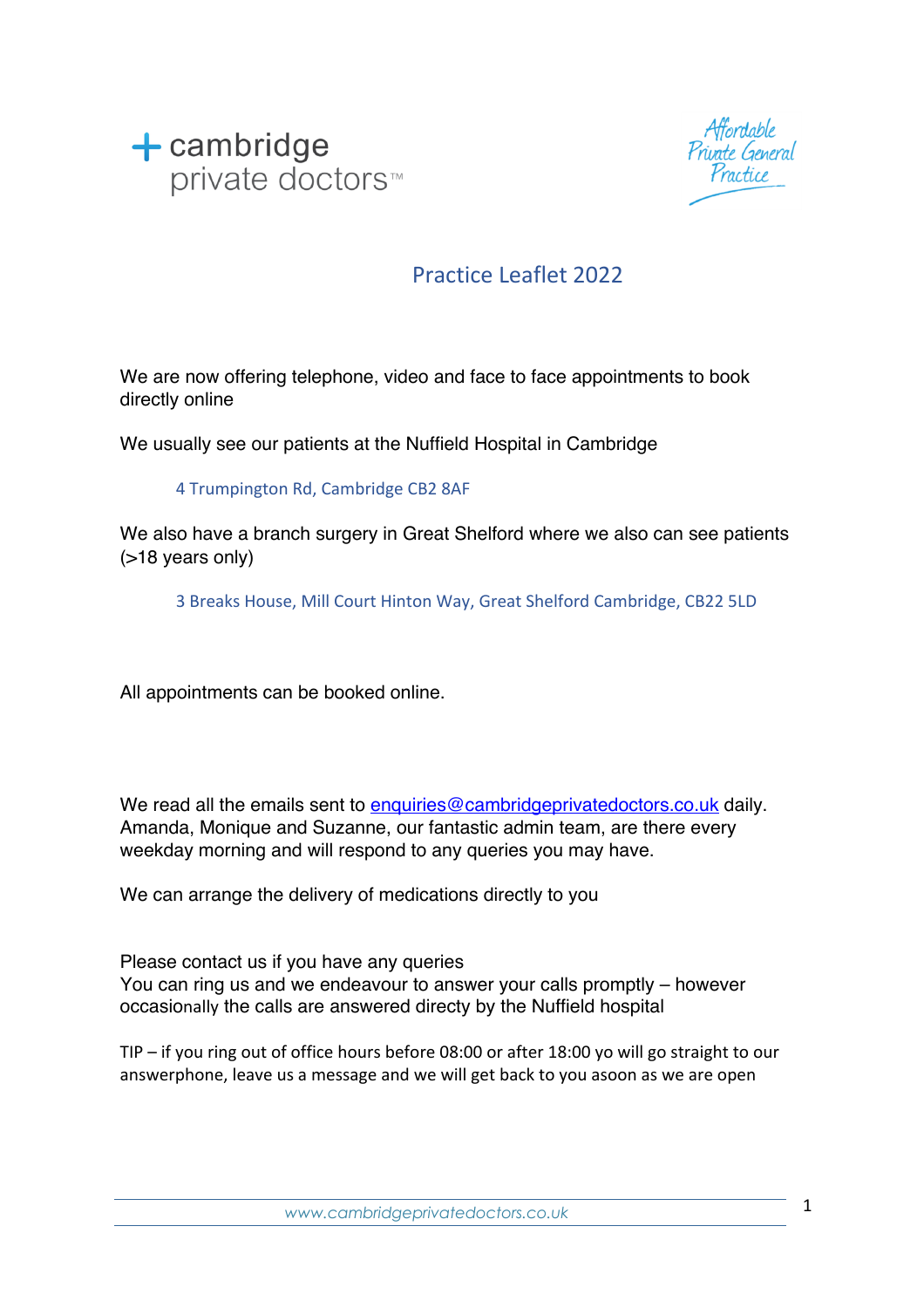+ cambridge private doctors™

Affordable Private General Practice

# Practice Leaflet 2022

We are now offering telephone, video and face to face appointments to book directly online

We usually see our patients at the Nuffield Hospital in Cambridge

4 Trumpington Rd, Cambridge CB2 8AF

We also have a branch surgery in Great Shelford where we also can see patients (>18 years only)

3 Breaks House, Mill Court Hinton Way, Great Shelford Cambridge, CB22 5LD

All appointments can be booked online.

We read all the emails sent to enquiries@cambridgeprivatedoctors.co.uk daily. Amanda, Monique and Suzanne, our fantastic admin team, are there every weekday morning and will respond to any queries you may have.

We can arrange the delivery of medications directly to you

Please contact us if you have any queries
You can ring us and we endeavour to answer your calls promptly – however occasionally the calls are answered directy by the Nuffield hospital

TIP – if you ring out of office hours before 08:00 or after 18:00 yo will go straight to our answerphone, leave us a message and we will get back to you asoon as we are open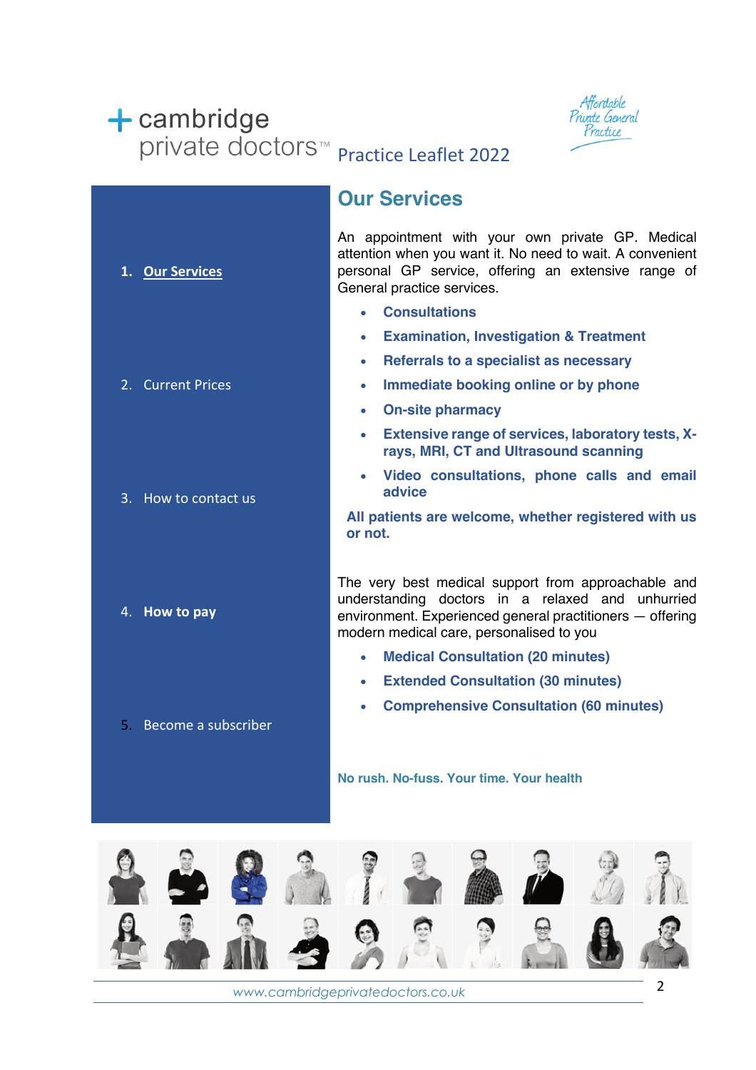cambridge private doctors™ Practice Leaflet 2022

Affordable Private General Practice

1. **Our Services**
2. Current Prices
3. How to contact us
4. **How to pay**
5. Become a subscriber

## Our Services

An appointment with your own private GP. Medical attention when you want it. No need to wait. A convenient personal GP service, offering an extensive range of General practice services.

- **Consultations**
- **Examination, Investigation & Treatment**
- **Referrals to a specialist as necessary**
- **Immediate booking online or by phone**
- **On-site pharmacy**
- **Extensive range of services, laboratory tests, X-rays, MRI, CT and Ultrasound scanning**
- **Video consultations, phone calls and email advice**

**All patients are welcome, whether registered with us or not.**

The very best medical support from approachable and understanding doctors in a relaxed and unhurried environment. Experienced general practitioners — offering modern medical care, personalised to you

- **Medical Consultation (20 minutes)**
- **Extended Consultation (30 minutes)**
- **Comprehensive Consultation (60 minutes)**

**No rush. No-fuss. Your time. Your health**

*www.cambridgeprivatedoctors.co.uk*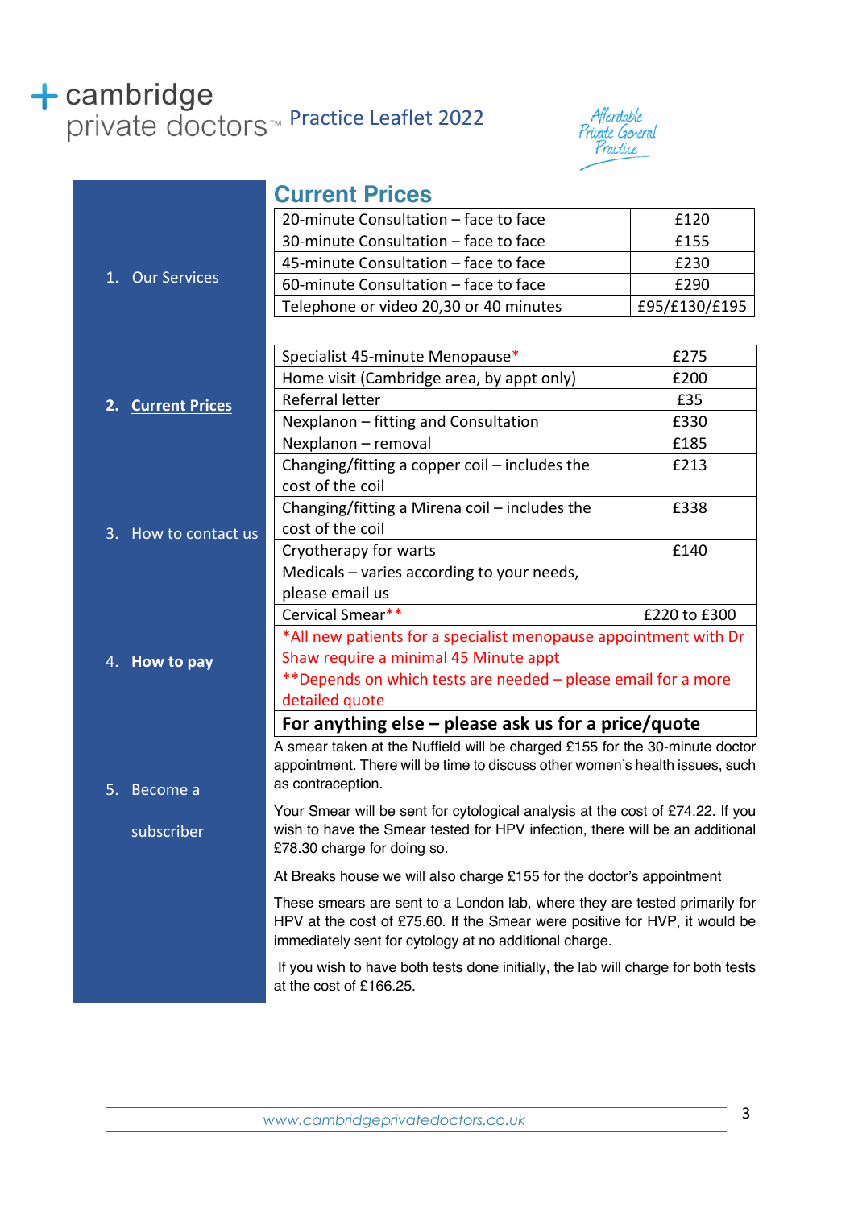cambridge private doctors™ Practice Leaflet 2022

Affordable Private General Practice

1. Our Services
2. **Current Prices**
3. How to contact us
4. **How to pay**
5. Become a subscriber

## Current Prices

| Service | Price |
|---|---|
| 20-minute Consultation – face to face | £120 |
| 30-minute Consultation – face to face | £155 |
| 45-minute Consultation – face to face | £230 |
| 60-minute Consultation – face to face | £290 |
| Telephone or video 20,30 or 40 minutes | £95/£130/£195 |

| Service | Price |
|---|---|
| Specialist 45-minute Menopause* | £275 |
| Home visit (Cambridge area, by appt only) | £200 |
| Referral letter | £35 |
| Nexplanon – fitting and Consultation | £330 |
| Nexplanon – removal | £185 |
| Changing/fitting a copper coil – includes the cost of the coil | £213 |
| Changing/fitting a Mirena coil – includes the cost of the coil | £338 |
| Cryotherapy for warts | £140 |
| Medicals – varies according to your needs, please email us | |
| Cervical Smear** | £220 to £300 |
| *All new patients for a specialist menopause appointment with Dr Shaw require a minimal 45 Minute appt | |
| **Depends on which tests are needed – please email for a more detailed quote | |
| **For anything else – please ask us for a price/quote** | |

A smear taken at the Nuffield will be charged £155 for the 30-minute doctor appointment. There will be time to discuss other women's health issues, such as contraception.

Your Smear will be sent for cytological analysis at the cost of £74.22. If you wish to have the Smear tested for HPV infection, there will be an additional £78.30 charge for doing so.

At Breaks house we will also charge £155 for the doctor's appointment

These smears are sent to a London lab, where they are tested primarily for HPV at the cost of £75.60. If the Smear were positive for HVP, it would be immediately sent for cytology at no additional charge.

If you wish to have both tests done initially, the lab will charge for both tests at the cost of £166.25.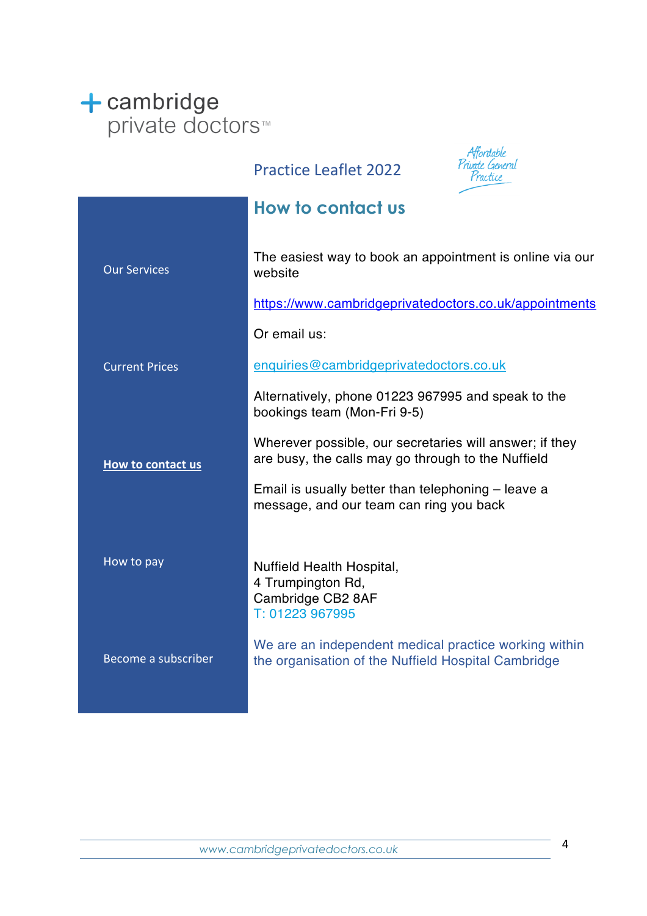# cambridge private doctors™

Practice Leaflet 2022

*Affordable Private General Practice*

- Our Services
- Current Prices
- **How to contact us**
- How to pay
- Become a subscriber

## How to contact us

The easiest way to book an appointment is online via our website

https://www.cambridgeprivatedoctors.co.uk/appointments

Or email us:

enquiries@cambridgeprivatedoctors.co.uk

Alternatively, phone 01223 967995 and speak to the bookings team (Mon-Fri 9-5)

Wherever possible, our secretaries will answer; if they are busy, the calls may go through to the Nuffield

Email is usually better than telephoning – leave a message, and our team can ring you back

Nuffield Health Hospital,
4 Trumpington Rd,
Cambridge CB2 8AF
T: 01223 967995

We are an independent medical practice working within the organisation of the Nuffield Hospital Cambridge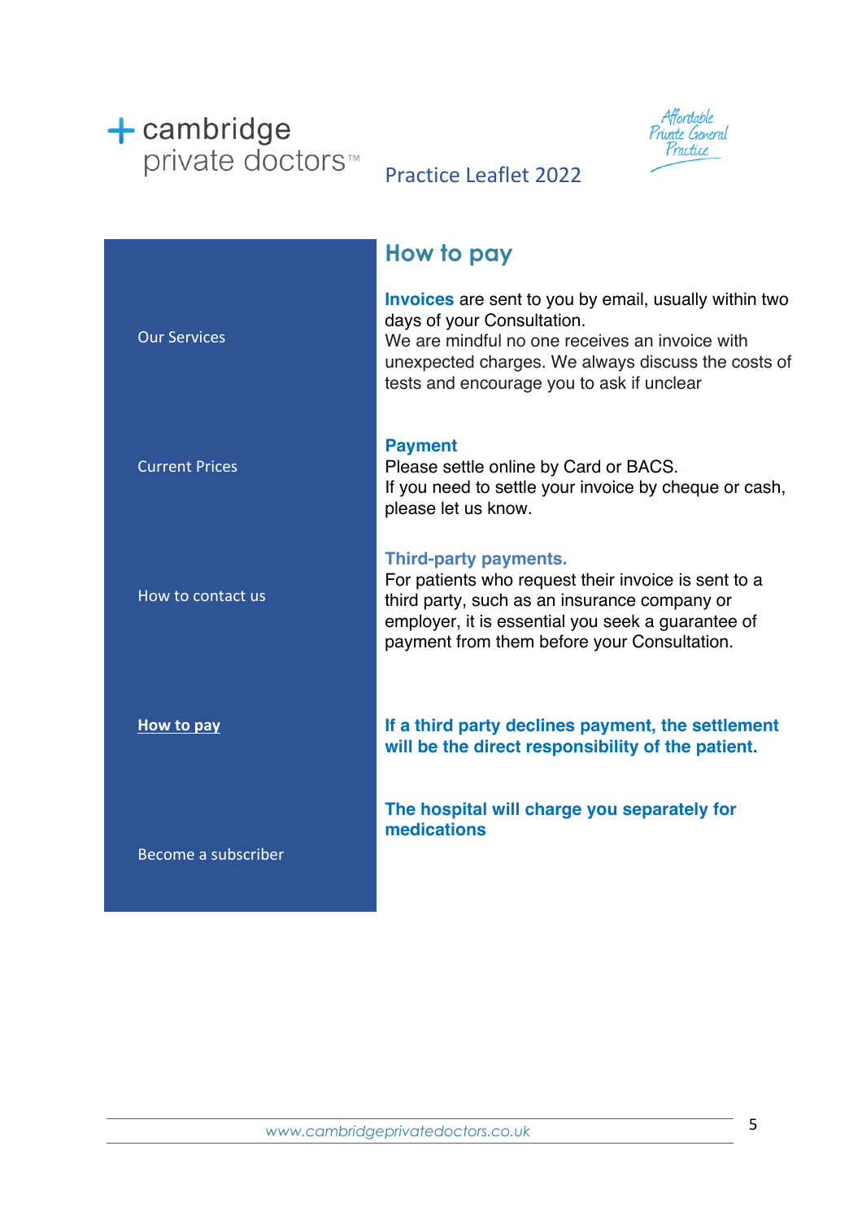# How to pay

**Invoices** are sent to you by email, usually within two days of your Consultation.
We are mindful no one receives an invoice with unexpected charges. We always discuss the costs of tests and encourage you to ask if unclear

**Payment**
Please settle online by Card or BACS.
If you need to settle your invoice by cheque or cash, please let us know.

**Third-party payments.**
For patients who request their invoice is sent to a third party, such as an insurance company or employer, it is essential you seek a guarantee of payment from them before your Consultation.

**If a third party declines payment, the settlement will be the direct responsibility of the patient.**

**The hospital will charge you separately for medications**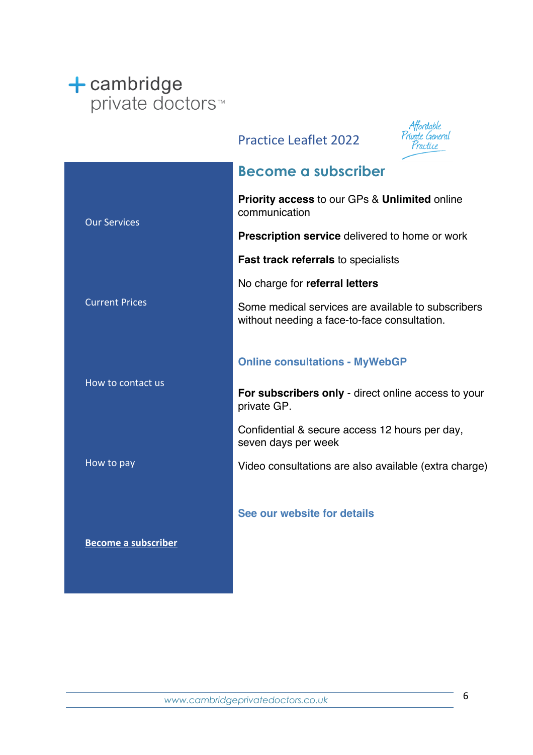+ cambridge private doctors™

Practice Leaflet 2022

Affordable Private General Practice

Our Services

Current Prices

How to contact us

How to pay

**Become a subscriber**

## Become a subscriber

**Priority access** to our GPs & **Unlimited** online communication

**Prescription service** delivered to home or work

**Fast track referrals** to specialists

No charge for **referral letters**

Some medical services are available to subscribers without needing a face-to-face consultation.

### Online consultations - MyWebGP

**For subscribers only** - direct online access to your private GP.

Confidential & secure access 12 hours per day, seven days per week

Video consultations are also available (extra charge)

**See our website for details**

*www.cambridgeprivatedoctors.co.uk*